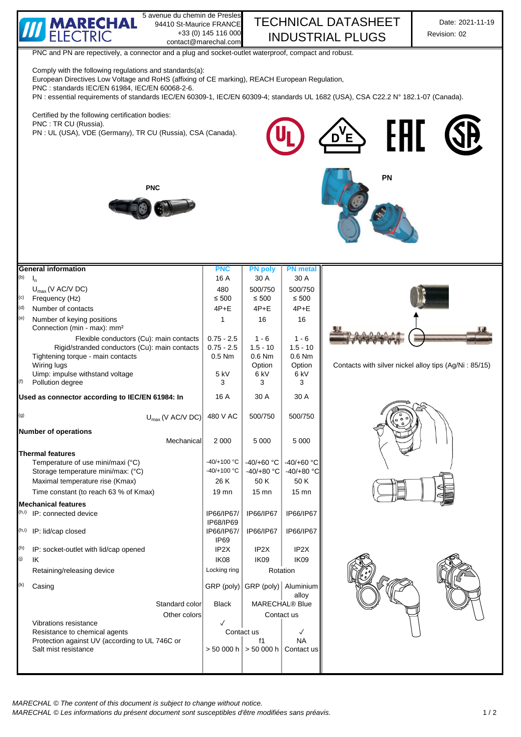MARECHAL ELECTRIC — 5 avenue du chemin de Presles, 94410 St-Maurice FRANCE, +33 (0) 145 116 000, contact@marechal.com

# TECHNICAL DATASHEET INDUSTRIAL PLUGS

Date: 2021-11-19
Revision: 02

PNC and PN are repectively, a connector and a plug and socket-outlet waterproof, compact and robust.

Comply with the following regulations and standards(a):
European Directives Low Voltage and RoHS (affixing of CE marking), REACH European Regulation,
PNC : standards IEC/EN 61984, IEC/EN 60068-2-6.
PN : essential requirements of standards IEC/EN 60309-1, IEC/EN 60309-4; standards UL 1682 (USA), CSA C22.2 N° 182.1-07 (Canada).

Certified by the following certification bodies:
PNC : TR CU (Russia).
PN : UL (USA), VDE (Germany), TR CU (Russia), CSA (Canada).

PNC

PN

| | General information | PNC | PN poly | PN metal |
|---|---|---|---|---|
| (b) | $I_n$ | 16 A | 30 A | 30 A |
| | $U_{max}$ (V AC/V DC) | 480 | 500/750 | 500/750 |
| (c) | Frequency (Hz) | ≤ 500 | ≤ 500 | ≤ 500 |
| (d) | Number of contacts | 4P+E | 4P+E | 4P+E |
| (e) | Number of keying positions | 1 | 16 | 16 |
| | Connection (min - max): mm² | | | |
| | Flexible conductors (Cu): main contacts | 0.75 - 2.5 | 1 - 6 | 1 - 6 |
| | Rigid/stranded conductors (Cu): main contacts | 0.75 - 2.5 | 1.5 - 10 | 1.5 - 10 |
| | Tightening torque - main contacts | 0.5 Nm | 0.6 Nm | 0.6 Nm |
| | Wiring lugs | | Option | Option |
| | Uimp: impulse withstand voltage | 5 kV | 6 kV | 6 kV |
| (f) | Pollution degree | 3 | 3 | 3 |
| | **Used as connector according to IEC/EN 61984: In** | 16 A | 30 A | 30 A |
| (g) | $U_{max}$ (V AC/V DC) | 480 V AC | 500/750 | 500/750 |
| | **Number of operations** | | | |
| | Mechanical | 2 000 | 5 000 | 5 000 |
| | **Thermal features** | | | |
| | Temperature of use mini/maxi (°C) | -40/+100 °C | -40/+60 °C | -40/+60 °C |
| | Storage temperature mini/max: (°C) | -40/+100 °C | -40/+80 °C | -40/+80 °C |
| | Maximal temperature rise (Kmax) | 26 K | 50 K | 50 K |
| | Time constant (to reach 63 % of Kmax) | 19 mn | 15 mn | 15 mn |
| | **Mechanical features** | | | |
| (h,i) | IP: connected device | IP66/IP67/ IP68/IP69 | IP66/IP67 | IP66/IP67 |
| (h,i) | IP: lid/cap closed | IP66/IP67/ IP69 | IP66/IP67 | IP66/IP67 |
| (h) | IP: socket-outlet with lid/cap opened | IP2X | IP2X | IP2X |
| (j) | IK | IK08 | IK09 | IK09 |
| | Retaining/releasing device | Locking ring | Rotation | |
| (k) | Casing | GRP (poly) | GRP (poly) | Aluminium alloy |
| | Standard color | Black | MARECHAL® Blue | |
| | Other colors | | Contact us | |
| | Vibrations resistance | ✓ | | |
| | Resistance to chemical agents | | Contact us | ✓ |
| | Protection against UV (according to UL 746C or | | f1 | NA |
| | Salt mist resistance | > 50 000 h | > 50 000 h | Contact us |

Contacts with silver nickel alloy tips (Ag/Ni : 85/15)

*MARECHAL © The content of this document is subject to change without notice.*
*MARECHAL © Les informations du présent document sont susceptibles d'être modifiées sans préavis.*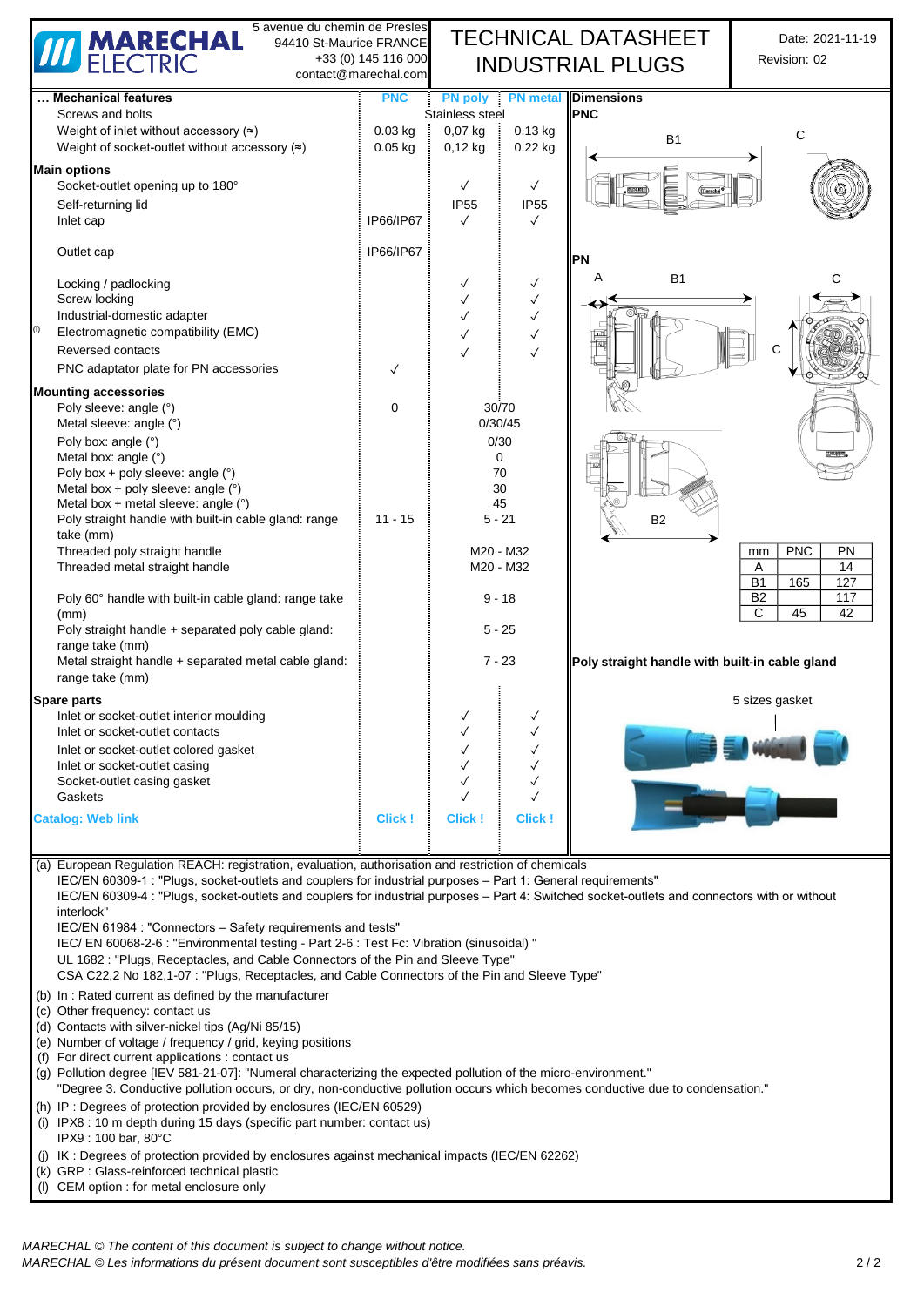MARECHAL ELECTRIC

5 avenue du chemin de Presles
94410 St-Maurice FRANCE
+33 (0) 145 116 000
contact@marechal.com

# TECHNICAL DATASHEET
# INDUSTRIAL PLUGS

Date: 2021-11-19
Revision: 02

| … Mechanical features | PNC | PN poly | PN metal |
|---|---|---|---|
| Screws and bolts | | Stainless steel | |
| Weight of inlet without accessory (≈) | 0.03 kg | 0,07 kg | 0.13 kg |
| Weight of socket-outlet without accessory (≈) | 0.05 kg | 0,12 kg | 0.22 kg |
| **Main options** | | | |
| Socket-outlet opening up to 180° | | ✓ | ✓ |
| Self-returning lid | | IP55 | IP55 |
| Inlet cap | IP66/IP67 | ✓ | ✓ |
| Outlet cap | IP66/IP67 | | |
| Locking / padlocking | | ✓ | ✓ |
| Screw locking | | ✓ | ✓ |
| Industrial-domestic adapter | | ✓ | ✓ |
| Electromagnetic compatibility (EMC) (l) | | ✓ | ✓ |
| Reversed contacts | | ✓ | ✓ |
| PNC adaptator plate for PN accessories | ✓ | | |
| **Mounting accessories** | | | |
| Poly sleeve: angle (°) | 0 | 30/70 | |
| Metal sleeve: angle (°) | | 0/30/45 | |
| Poly box: angle (°) | | 0/30 | |
| Metal box: angle (°) | | 0 | |
| Poly box + poly sleeve: angle (°) | | 70 | |
| Metal box + poly sleeve: angle (°) | | 30 | |
| Metal box + metal sleeve: angle (°) | | 45 | |
| Poly straight handle with built-in cable gland: range take (mm) | 11 - 15 | 5 - 21 | |
| Threaded poly straight handle | | M20 - M32 | |
| Threaded metal straight handle | | M20 - M32 | |
| Poly 60° handle with built-in cable gland: range take (mm) | | 9 - 18 | |
| Poly straight handle + separated poly cable gland: range take (mm) | | 5 - 25 | |
| Metal straight handle + separated metal cable gland: range take (mm) | | 7 - 23 | |
| **Spare parts** | | | |
| Inlet or socket-outlet interior moulding | | ✓ | ✓ |
| Inlet or socket-outlet contacts | | ✓ | ✓ |
| Inlet or socket-outlet colored gasket | | ✓ | ✓ |
| Inlet or socket-outlet casing | | ✓ | ✓ |
| Socket-outlet casing gasket | | ✓ | ✓ |
| Gaskets | | ✓ | ✓ |
| **Catalog: Web link** | Click ! | Click ! | Click ! |

**Dimensions**

**PNC**

B1
C

**PN**

A
B1
C
C
B2

| mm | PNC | PN |
|---|---|---|
| A | | 14 |
| B1 | 165 | 127 |
| B2 | | 117 |
| C | 45 | 42 |

**Poly straight handle with built-in cable gland**

5 sizes gasket

(a) European Regulation REACH: registration, evaluation, authorisation and restriction of chemicals
IEC/EN 60309-1 : "Plugs, socket-outlets and couplers for industrial purposes – Part 1: General requirements"
IEC/EN 60309-4 : "Plugs, socket-outlets and couplers for industrial purposes – Part 4: Switched socket-outlets and connectors with or without interlock"
IEC/EN 61984 : "Connectors – Safety requirements and tests"
IEC/ EN 60068-2-6 : "Environmental testing - Part 2-6 : Test Fc: Vibration (sinusoidal) "
UL 1682 : "Plugs, Receptacles, and Cable Connectors of the Pin and Sleeve Type"
CSA C22,2 No 182,1-07 : "Plugs, Receptacles, and Cable Connectors of the Pin and Sleeve Type"

(b) In : Rated current as defined by the manufacturer
(c) Other frequency: contact us
(d) Contacts with silver-nickel tips (Ag/Ni 85/15)
(e) Number of voltage / frequency / grid, keying positions
(f) For direct current applications : contact us
(g) Pollution degree [IEV 581-21-07]: "Numeral characterizing the expected pollution of the micro-environment."
"Degree 3. Conductive pollution occurs, or dry, non-conductive pollution occurs which becomes conductive due to condensation."
(h) IP : Degrees of protection provided by enclosures (IEC/EN 60529)
(i) IPX8 : 10 m depth during 15 days (specific part number: contact us)
IPX9 : 100 bar, 80°C
(j) IK : Degrees of protection provided by enclosures against mechanical impacts (IEC/EN 62262)
(k) GRP : Glass-reinforced technical plastic
(l) CEM option : for metal enclosure only

*MARECHAL © The content of this document is subject to change without notice.*
*MARECHAL © Les informations du présent document sont susceptibles d'être modifiées sans préavis.*